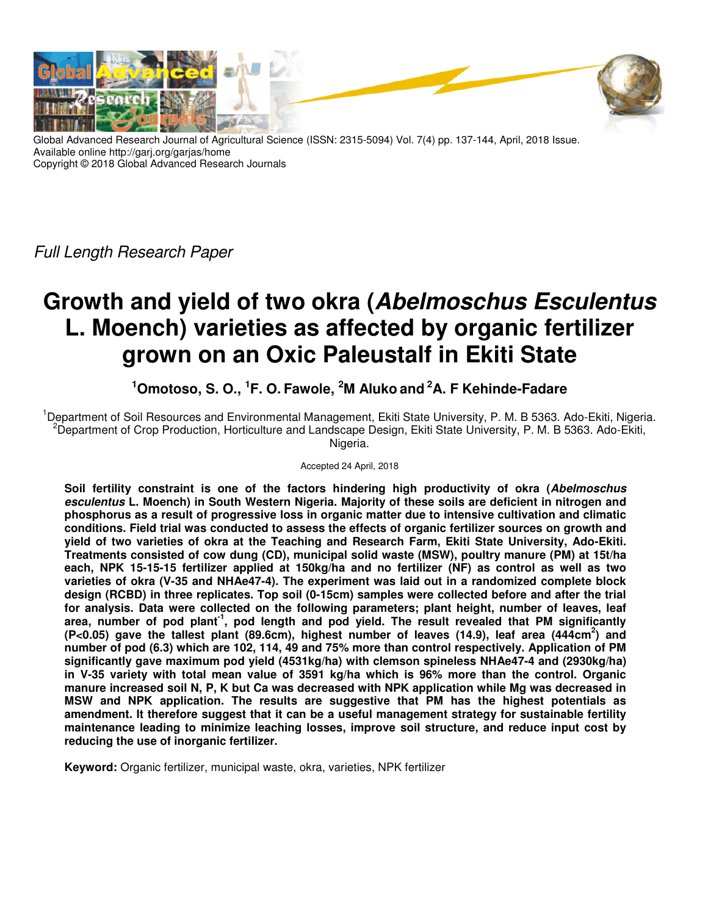Global Advanced Research Journal of Agricultural Science (ISSN: 2315-5094) Vol. 7(4) pp. 137-144, April, 2018 Issue.
Available online http://garj.org/garjas/home
Copyright © 2018 Global Advanced Research Journals

*Full Length Research Paper*

# Growth and yield of two okra (*Abelmoschus Esculentus* L. Moench) varieties as affected by organic fertilizer grown on an Oxic Paleustalf in Ekiti State

**[1]Omotoso, S. O., [1]F. O. Fawole, [2]M Aluko and [2]A. F Kehinde-Fadare**

[1]Department of Soil Resources and Environmental Management, Ekiti State University, P. M. B 5363. Ado-Ekiti, Nigeria.
[2]Department of Crop Production, Horticulture and Landscape Design, Ekiti State University, P. M. B 5363. Ado-Ekiti, Nigeria.

Accepted 24 April, 2018

**Soil fertility constraint is one of the factors hindering high productivity of okra (*Abelmoschus esculentus* L. Moench) in South Western Nigeria. Majority of these soils are deficient in nitrogen and phosphorus as a result of progressive loss in organic matter due to intensive cultivation and climatic conditions. Field trial was conducted to assess the effects of organic fertilizer sources on growth and yield of two varieties of okra at the Teaching and Research Farm, Ekiti State University, Ado-Ekiti. Treatments consisted of cow dung (CD), municipal solid waste (MSW), poultry manure (PM) at 15t/ha each, NPK 15-15-15 fertilizer applied at 150kg/ha and no fertilizer (NF) as control as well as two varieties of okra (V-35 and NHAe47-4). The experiment was laid out in a randomized complete block design (RCBD) in three replicates. Top soil (0-15cm) samples were collected before and after the trial for analysis. Data were collected on the following parameters; plant height, number of leaves, leaf area, number of pod plant$^{-1}$, pod length and pod yield. The result revealed that PM significantly ($P<0.05$) gave the tallest plant (89.6cm), highest number of leaves (14.9), leaf area (444cm$^2$) and number of pod (6.3) which are 102, 114, 49 and 75% more than control respectively. Application of PM significantly gave maximum pod yield (4531kg/ha) with clemson spineless NHAe47-4 and (2930kg/ha) in V-35 variety with total mean value of 3591 kg/ha which is 96% more than the control. Organic manure increased soil N, P, K but Ca was decreased with NPK application while Mg was decreased in MSW and NPK application. The results are suggestive that PM has the highest potentials as amendment. It therefore suggest that it can be a useful management strategy for sustainable fertility maintenance leading to minimize leaching losses, improve soil structure, and reduce input cost by reducing the use of inorganic fertilizer.**

**Keyword:** Organic fertilizer, municipal waste, okra, varieties, NPK fertilizer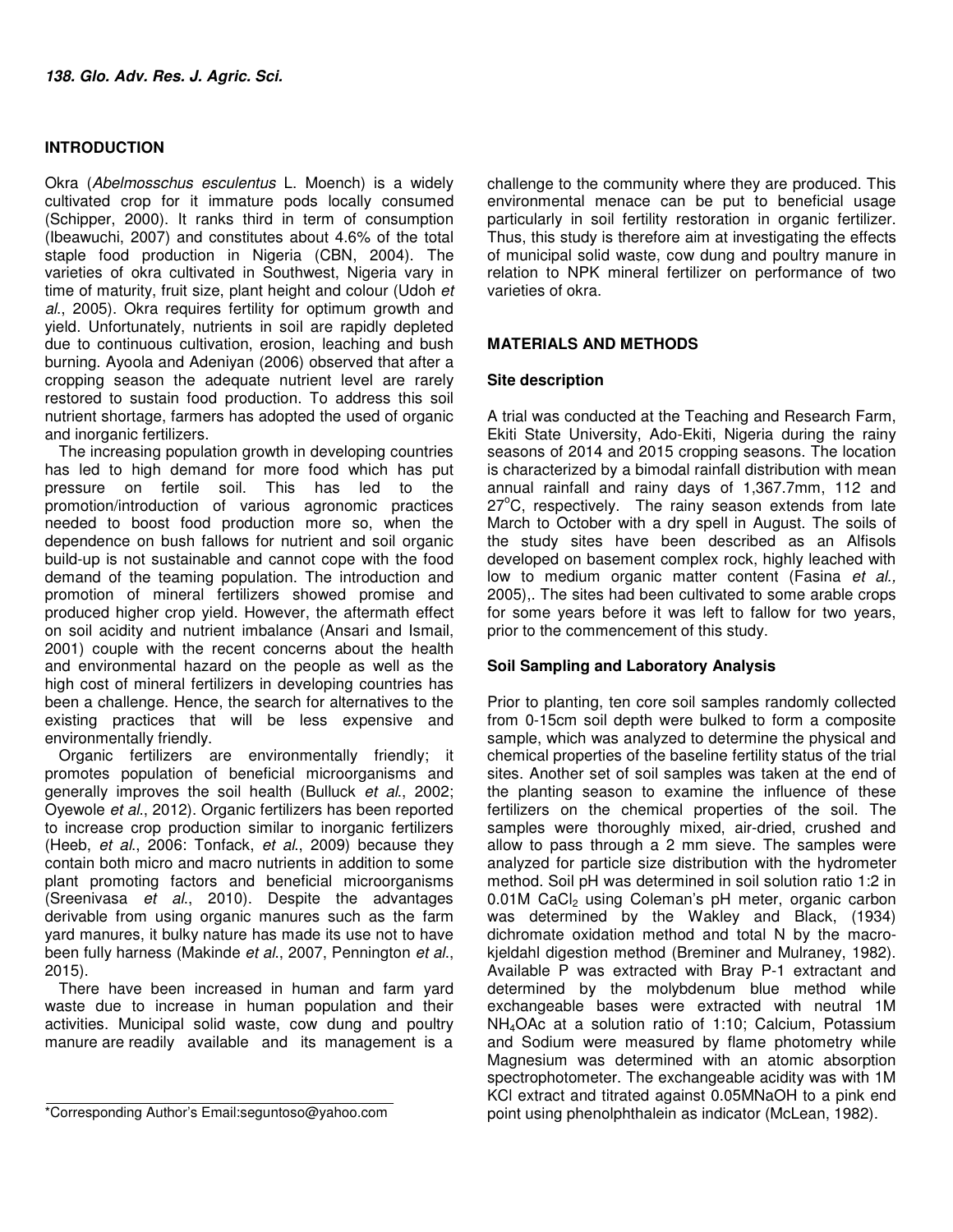## INTRODUCTION

Okra (*Abelmosschus esculentus* L. Moench) is a widely cultivated crop for it immature pods locally consumed (Schipper, 2000). It ranks third in term of consumption (Ibeawuchi, 2007) and constitutes about 4.6% of the total staple food production in Nigeria (CBN, 2004). The varieties of okra cultivated in Southwest, Nigeria vary in time of maturity, fruit size, plant height and colour (Udoh *et al*., 2005). Okra requires fertility for optimum growth and yield. Unfortunately, nutrients in soil are rapidly depleted due to continuous cultivation, erosion, leaching and bush burning. Ayoola and Adeniyan (2006) observed that after a cropping season the adequate nutrient level are rarely restored to sustain food production. To address this soil nutrient shortage, farmers has adopted the used of organic and inorganic fertilizers.

The increasing population growth in developing countries has led to high demand for more food which has put pressure on fertile soil. This has led to the promotion/introduction of various agronomic practices needed to boost food production more so, when the dependence on bush fallows for nutrient and soil organic build-up is not sustainable and cannot cope with the food demand of the teaming population. The introduction and promotion of mineral fertilizers showed promise and produced higher crop yield. However, the aftermath effect on soil acidity and nutrient imbalance (Ansari and Ismail, 2001) couple with the recent concerns about the health and environmental hazard on the people as well as the high cost of mineral fertilizers in developing countries has been a challenge. Hence, the search for alternatives to the existing practices that will be less expensive and environmentally friendly.

Organic fertilizers are environmentally friendly; it promotes population of beneficial microorganisms and generally improves the soil health (Bulluck *et al*., 2002; Oyewole *et al*., 2012). Organic fertilizers has been reported to increase crop production similar to inorganic fertilizers (Heeb, *et al*., 2006: Tonfack, *et al*., 2009) because they contain both micro and macro nutrients in addition to some plant promoting factors and beneficial microorganisms (Sreenivasa *et al*., 2010). Despite the advantages derivable from using organic manures such as the farm yard manures, it bulky nature has made its use not to have been fully harness (Makinde *et al*., 2007, Pennington *et al*., 2015).

There have been increased in human and farm yard waste due to increase in human population and their activities. Municipal solid waste, cow dung and poultry manure are readily available and its management is a challenge to the community where they are produced. This environmental menace can be put to beneficial usage particularly in soil fertility restoration in organic fertilizer. Thus, this study is therefore aim at investigating the effects of municipal solid waste, cow dung and poultry manure in relation to NPK mineral fertilizer on performance of two varieties of okra.

*Corresponding Author's Email:seguntoso@yahoo.com

## MATERIALS AND METHODS

### Site description

A trial was conducted at the Teaching and Research Farm, Ekiti State University, Ado-Ekiti, Nigeria during the rainy seasons of 2014 and 2015 cropping seasons. The location is characterized by a bimodal rainfall distribution with mean annual rainfall and rainy days of 1,367.7mm, 112 and 27$^{o}$C, respectively. The rainy season extends from late March to October with a dry spell in August. The soils of the study sites have been described as an Alfisols developed on basement complex rock, highly leached with low to medium organic matter content (Fasina *et al.,* 2005),. The sites had been cultivated to some arable crops for some years before it was left to fallow for two years, prior to the commencement of this study.

### Soil Sampling and Laboratory Analysis

Prior to planting, ten core soil samples randomly collected from 0-15cm soil depth were bulked to form a composite sample, which was analyzed to determine the physical and chemical properties of the baseline fertility status of the trial sites. Another set of soil samples was taken at the end of the planting season to examine the influence of these fertilizers on the chemical properties of the soil. The samples were thoroughly mixed, air-dried, crushed and allow to pass through a 2 mm sieve. The samples were analyzed for particle size distribution with the hydrometer method. Soil pH was determined in soil solution ratio 1:2 in 0.01M $CaCl_2$ using Coleman's pH meter, organic carbon was determined by the Wakley and Black, (1934) dichromate oxidation method and total N by the macro-kjeldahl digestion method (Breminer and Mulraney, 1982). Available P was extracted with Bray P-1 extractant and determined by the molybdenum blue method while exchangeable bases were extracted with neutral 1M $NH_4OAc$ at a solution ratio of 1:10; Calcium, Potassium and Sodium were measured by flame photometry while Magnesium was determined with an atomic absorption spectrophotometer. The exchangeable acidity was with 1M KCl extract and titrated against 0.05MNaOH to a pink end point using phenolphthalein as indicator (McLean, 1982).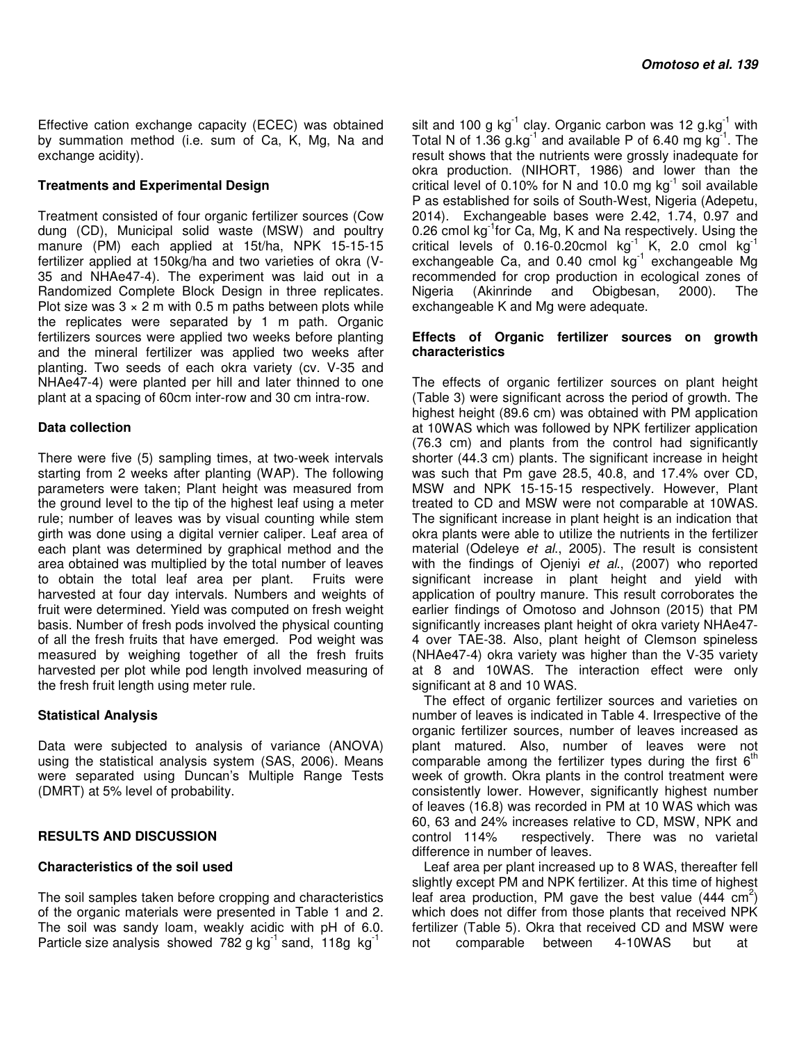Effective cation exchange capacity (ECEC) was obtained by summation method (i.e. sum of Ca, K, Mg, Na and exchange acidity).

### Treatments and Experimental Design

Treatment consisted of four organic fertilizer sources (Cow dung (CD), Municipal solid waste (MSW) and poultry manure (PM) each applied at 15t/ha, NPK 15-15-15 fertilizer applied at 150kg/ha and two varieties of okra (V-35 and NHAe47-4). The experiment was laid out in a Randomized Complete Block Design in three replicates. Plot size was 3 × 2 m with 0.5 m paths between plots while the replicates were separated by 1 m path. Organic fertilizers sources were applied two weeks before planting and the mineral fertilizer was applied two weeks after planting. Two seeds of each okra variety (cv. V-35 and NHAe47-4) were planted per hill and later thinned to one plant at a spacing of 60cm inter-row and 30 cm intra-row.

### Data collection

There were five (5) sampling times, at two-week intervals starting from 2 weeks after planting (WAP). The following parameters were taken; Plant height was measured from the ground level to the tip of the highest leaf using a meter rule; number of leaves was by visual counting while stem girth was done using a digital vernier caliper. Leaf area of each plant was determined by graphical method and the area obtained was multiplied by the total number of leaves to obtain the total leaf area per plant. Fruits were harvested at four day intervals. Numbers and weights of fruit were determined. Yield was computed on fresh weight basis. Number of fresh pods involved the physical counting of all the fresh fruits that have emerged. Pod weight was measured by weighing together of all the fresh fruits harvested per plot while pod length involved measuring of the fresh fruit length using meter rule.

### Statistical Analysis

Data were subjected to analysis of variance (ANOVA) using the statistical analysis system (SAS, 2006). Means were separated using Duncan's Multiple Range Tests (DMRT) at 5% level of probability.

## RESULTS AND DISCUSSION

### Characteristics of the soil used

The soil samples taken before cropping and characteristics of the organic materials were presented in Table 1 and 2. The soil was sandy loam, weakly acidic with pH of 6.0. Particle size analysis showed 782 g kg$^{-1}$ sand, 118g kg$^{-1}$ silt and 100 g kg$^{-1}$ clay. Organic carbon was 12 g.kg$^{-1}$ with Total N of 1.36 g.kg$^{-1}$ and available P of 6.40 mg kg$^{-1}$. The result shows that the nutrients were grossly inadequate for okra production. (NIHORT, 1986) and lower than the critical level of 0.10% for N and 10.0 mg kg$^{-1}$ soil available P as established for soils of South-West, Nigeria (Adepetu, 2014). Exchangeable bases were 2.42, 1.74, 0.97 and 0.26 cmol kg$^{-1}$for Ca, Mg, K and Na respectively. Using the critical levels of 0.16-0.20cmol kg$^{-1}$ K, 2.0 cmol kg$^{-1}$ exchangeable Ca, and 0.40 cmol kg$^{-1}$ exchangeable Mg recommended for crop production in ecological zones of Nigeria (Akinrinde and Obigbesan, 2000). The exchangeable K and Mg were adequate.

### Effects of Organic fertilizer sources on growth characteristics

The effects of organic fertilizer sources on plant height (Table 3) were significant across the period of growth. The highest height (89.6 cm) was obtained with PM application at 10WAS which was followed by NPK fertilizer application (76.3 cm) and plants from the control had significantly shorter (44.3 cm) plants. The significant increase in height was such that Pm gave 28.5, 40.8, and 17.4% over CD, MSW and NPK 15-15-15 respectively. However, Plant treated to CD and MSW were not comparable at 10WAS. The significant increase in plant height is an indication that okra plants were able to utilize the nutrients in the fertilizer material (Odeleye *et al*., 2005). The result is consistent with the findings of Ojeniyi *et al*., (2007) who reported significant increase in plant height and yield with application of poultry manure. This result corroborates the earlier findings of Omotoso and Johnson (2015) that PM significantly increases plant height of okra variety NHAe47-4 over TAE-38. Also, plant height of Clemson spineless (NHAe47-4) okra variety was higher than the V-35 variety at 8 and 10WAS. The interaction effect were only significant at 8 and 10 WAS.

The effect of organic fertilizer sources and varieties on number of leaves is indicated in Table 4. Irrespective of the organic fertilizer sources, number of leaves increased as plant matured. Also, number of leaves were not comparable among the fertilizer types during the first 6$^{th}$ week of growth. Okra plants in the control treatment were consistently lower. However, significantly highest number of leaves (16.8) was recorded in PM at 10 WAS which was 60, 63 and 24% increases relative to CD, MSW, NPK and control 114% respectively. There was no varietal difference in number of leaves.

Leaf area per plant increased up to 8 WAS, thereafter fell slightly except PM and NPK fertilizer. At this time of highest leaf area production, PM gave the best value (444 cm$^2$) which does not differ from those plants that received NPK fertilizer (Table 5). Okra that received CD and MSW were not comparable between 4-10WAS but at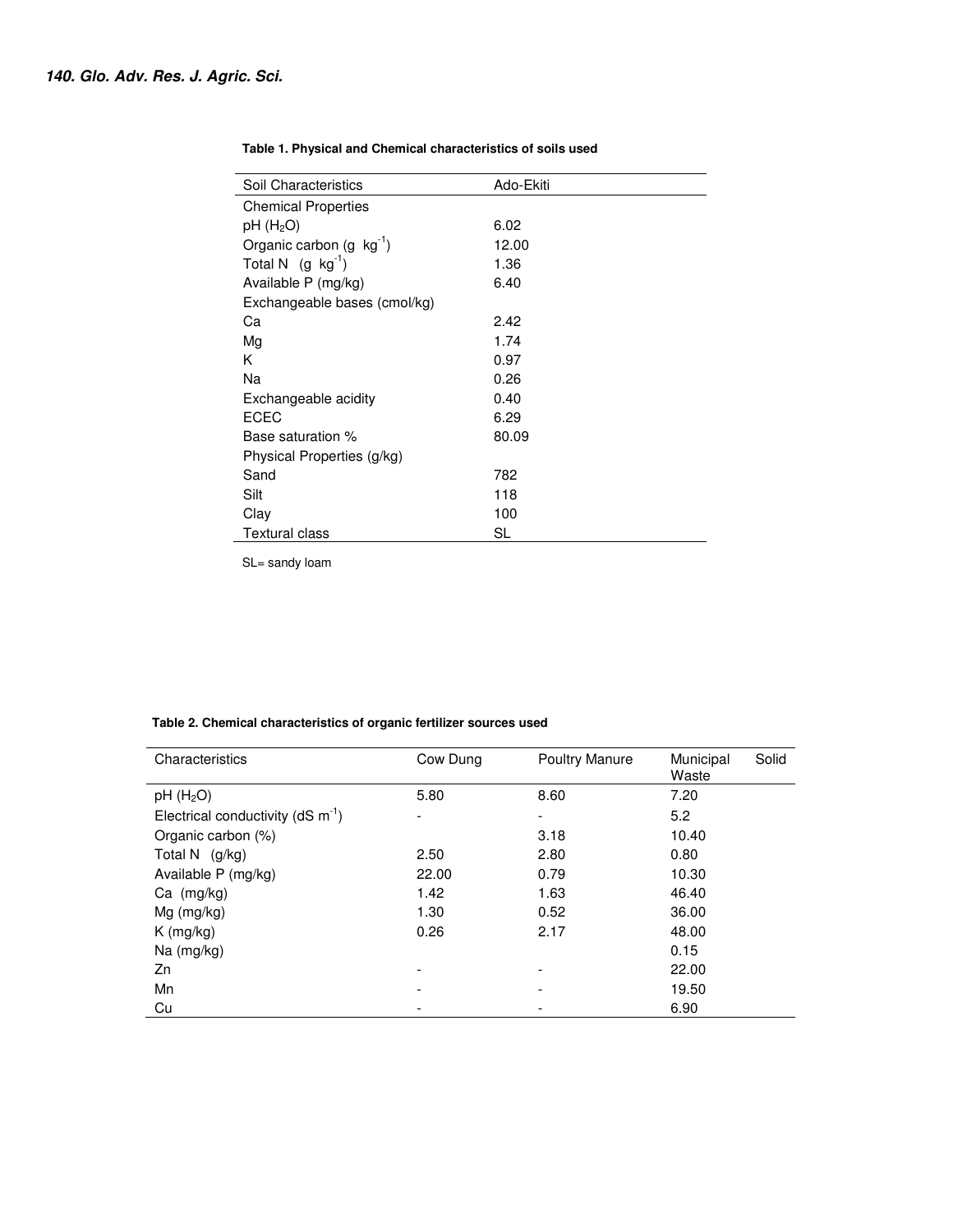**Table 1. Physical and Chemical characteristics of soils used**

| Soil Characteristics | Ado-Ekiti |
|---|---|
| Chemical Properties | |
| pH ($H_2O$) | 6.02 |
| Organic carbon (g $kg^{-1}$) | 12.00 |
| Total N (g $kg^{-1}$) | 1.36 |
| Available P (mg/kg) | 6.40 |
| Exchangeable bases (cmol/kg) | |
| Ca | 2.42 |
| Mg | 1.74 |
| K | 0.97 |
| Na | 0.26 |
| Exchangeable acidity | 0.40 |
| ECEC | 6.29 |
| Base saturation % | 80.09 |
| Physical Properties (g/kg) | |
| Sand | 782 |
| Silt | 118 |
| Clay | 100 |
| Textural class | SL |

SL= sandy loam

**Table 2. Chemical characteristics of organic fertilizer sources used**

| Characteristics | Cow Dung | Poultry Manure | Municipal Solid Waste |
|---|---|---|---|
| pH ($H_2O$) | 5.80 | 8.60 | 7.20 |
| Electrical conductivity (dS $m^{-1}$) | - | - | 5.2 |
| Organic carbon (%) | | 3.18 | 10.40 |
| Total N (g/kg) | 2.50 | 2.80 | 0.80 |
| Available P (mg/kg) | 22.00 | 0.79 | 10.30 |
| Ca (mg/kg) | 1.42 | 1.63 | 46.40 |
| Mg (mg/kg) | 1.30 | 0.52 | 36.00 |
| K (mg/kg) | 0.26 | 2.17 | 48.00 |
| Na (mg/kg) | | | 0.15 |
| Zn | - | - | 22.00 |
| Mn | - | - | 19.50 |
| Cu | - | - | 6.90 |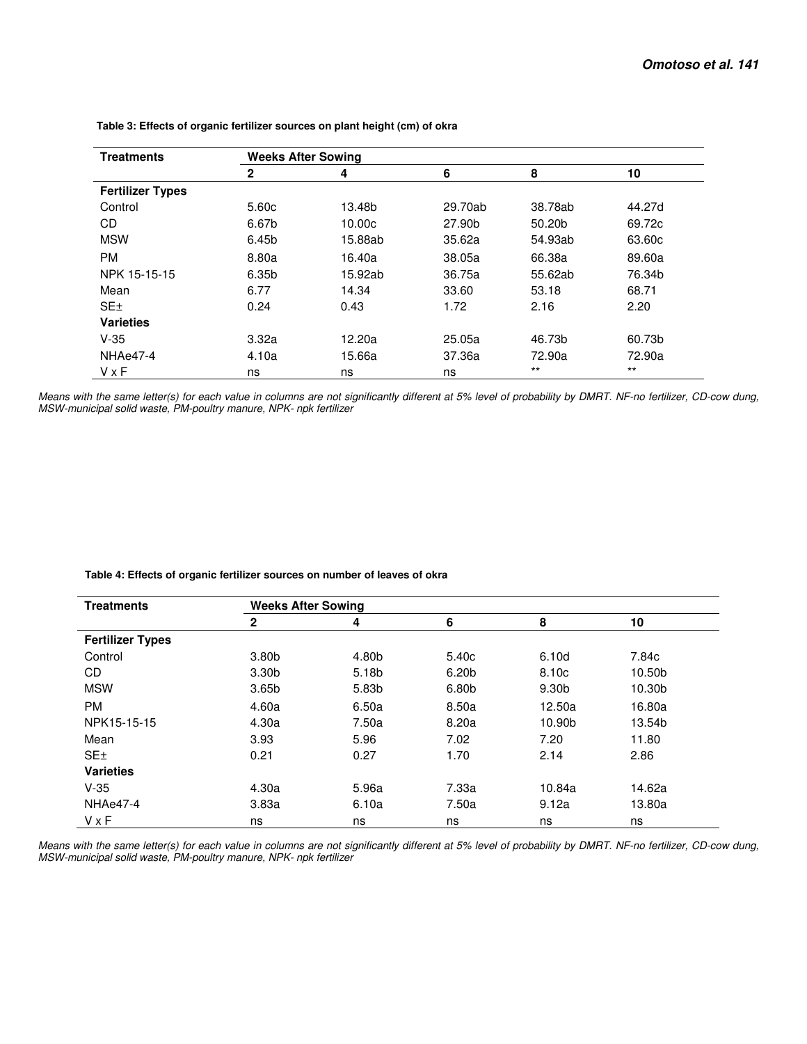**Table 3: Effects of organic fertilizer sources on plant height (cm) of okra**

| Treatments | Weeks After Sowing | | | | |
|---|---|---|---|---|---|
| | 2 | 4 | 6 | 8 | 10 |
| **Fertilizer Types** | | | | | |
| Control | 5.60c | 13.48b | 29.70ab | 38.78ab | 44.27d |
| CD | 6.67b | 10.00c | 27.90b | 50.20b | 69.72c |
| MSW | 6.45b | 15.88ab | 35.62a | 54.93ab | 63.60c |
| PM | 8.80a | 16.40a | 38.05a | 66.38a | 89.60a |
| NPK 15-15-15 | 6.35b | 15.92ab | 36.75a | 55.62ab | 76.34b |
| Mean | 6.77 | 14.34 | 33.60 | 53.18 | 68.71 |
| SE± | 0.24 | 0.43 | 1.72 | 2.16 | 2.20 |
| **Varieties** | | | | | |
| V-35 | 3.32a | 12.20a | 25.05a | 46.73b | 60.73b |
| NHAe47-4 | 4.10a | 15.66a | 37.36a | 72.90a | 72.90a |
| V x F | ns | ns | ns | ** | ** |

*Means with the same letter(s) for each value in columns are not significantly different at 5% level of probability by DMRT. NF-no fertilizer, CD-cow dung, MSW-municipal solid waste, PM-poultry manure, NPK- npk fertilizer*

**Table 4: Effects of organic fertilizer sources on number of leaves of okra**

| Treatments | Weeks After Sowing | | | | |
|---|---|---|---|---|---|
| | 2 | 4 | 6 | 8 | 10 |
| **Fertilizer Types** | | | | | |
| Control | 3.80b | 4.80b | 5.40c | 6.10d | 7.84c |
| CD | 3.30b | 5.18b | 6.20b | 8.10c | 10.50b |
| MSW | 3.65b | 5.83b | 6.80b | 9.30b | 10.30b |
| PM | 4.60a | 6.50a | 8.50a | 12.50a | 16.80a |
| NPK15-15-15 | 4.30a | 7.50a | 8.20a | 10.90b | 13.54b |
| Mean | 3.93 | 5.96 | 7.02 | 7.20 | 11.80 |
| SE± | 0.21 | 0.27 | 1.70 | 2.14 | 2.86 |
| **Varieties** | | | | | |
| V-35 | 4.30a | 5.96a | 7.33a | 10.84a | 14.62a |
| NHAe47-4 | 3.83a | 6.10a | 7.50a | 9.12a | 13.80a |
| V x F | ns | ns | ns | ns | ns |

*Means with the same letter(s) for each value in columns are not significantly different at 5% level of probability by DMRT. NF-no fertilizer, CD-cow dung, MSW-municipal solid waste, PM-poultry manure, NPK- npk fertilizer*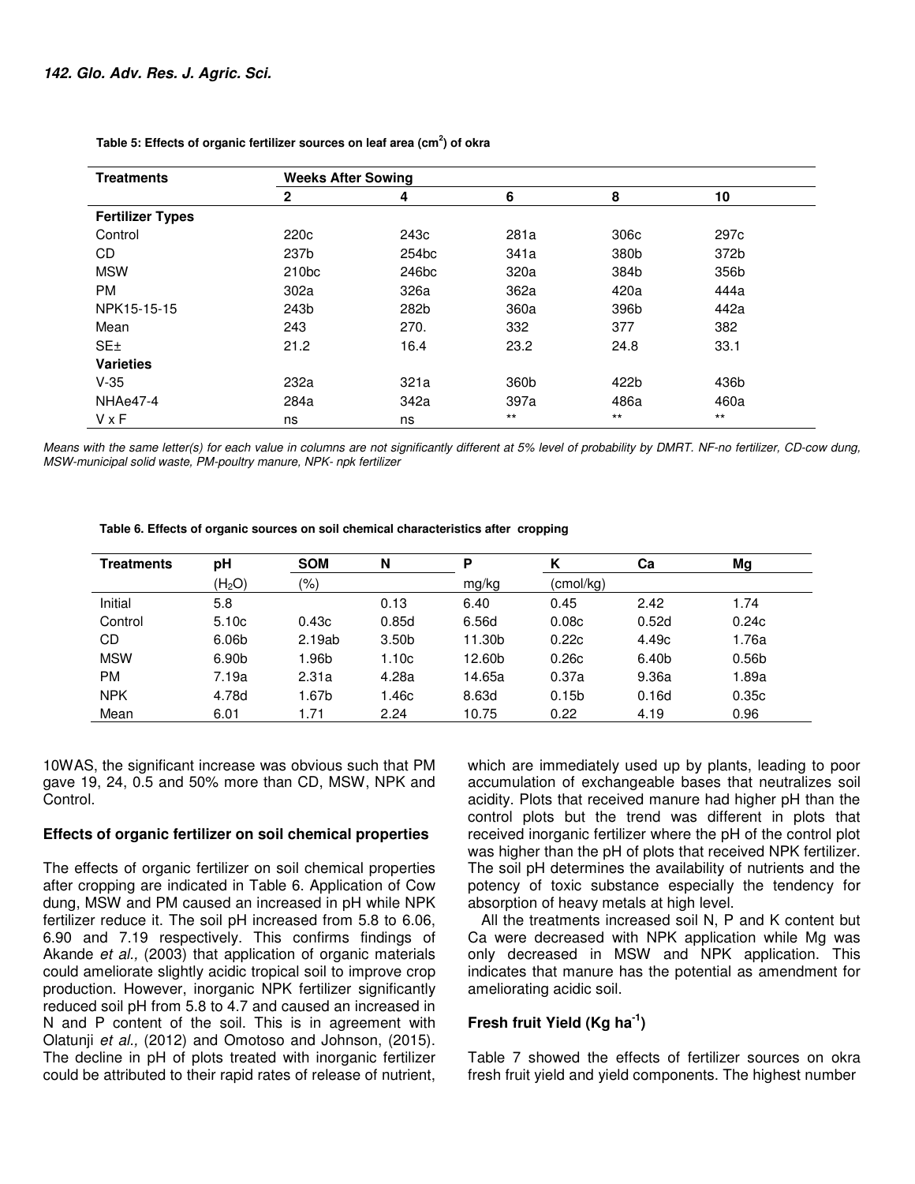**Table 5: Effects of organic fertilizer sources on leaf area ($cm^2$) of okra**

| Treatments | Weeks After Sowing | | | | |
|---|---|---|---|---|---|
| | 2 | 4 | 6 | 8 | 10 |
| **Fertilizer Types** | | | | | |
| Control | 220c | 243c | 281a | 306c | 297c |
| CD | 237b | 254bc | 341a | 380b | 372b |
| MSW | 210bc | 246bc | 320a | 384b | 356b |
| PM | 302a | 326a | 362a | 420a | 444a |
| NPK15-15-15 | 243b | 282b | 360a | 396b | 442a |
| Mean | 243 | 270. | 332 | 377 | 382 |
| SE± | 21.2 | 16.4 | 23.2 | 24.8 | 33.1 |
| **Varieties** | | | | | |
| V-35 | 232a | 321a | 360b | 422b | 436b |
| NHAe47-4 | 284a | 342a | 397a | 486a | 460a |
| V x F | ns | ns | ** | ** | ** |

*Means with the same letter(s) for each value in columns are not significantly different at 5% level of probability by DMRT. NF-no fertilizer, CD-cow dung, MSW-municipal solid waste, PM-poultry manure, NPK- npk fertilizer*

**Table 6. Effects of organic sources on soil chemical characteristics after cropping**

| Treatments | pH | SOM | N | P | K | Ca | Mg |
|---|---|---|---|---|---|---|---|
| | ($H_2O$) | (%) | | mg/kg | (cmol/kg) | | |
| Initial | 5.8 | | 0.13 | 6.40 | 0.45 | 2.42 | 1.74 |
| Control | 5.10c | 0.43c | 0.85d | 6.56d | 0.08c | 0.52d | 0.24c |
| CD | 6.06b | 2.19ab | 3.50b | 11.30b | 0.22c | 4.49c | 1.76a |
| MSW | 6.90b | 1.96b | 1.10c | 12.60b | 0.26c | 6.40b | 0.56b |
| PM | 7.19a | 2.31a | 4.28a | 14.65a | 0.37a | 9.36a | 1.89a |
| NPK | 4.78d | 1.67b | 1.46c | 8.63d | 0.15b | 0.16d | 0.35c |
| Mean | 6.01 | 1.71 | 2.24 | 10.75 | 0.22 | 4.19 | 0.96 |

10WAS, the significant increase was obvious such that PM gave 19, 24, 0.5 and 50% more than CD, MSW, NPK and Control.

### Effects of organic fertilizer on soil chemical properties

The effects of organic fertilizer on soil chemical properties after cropping are indicated in Table 6. Application of Cow dung, MSW and PM caused an increased in pH while NPK fertilizer reduce it. The soil pH increased from 5.8 to 6.06, 6.90 and 7.19 respectively. This confirms findings of Akande *et al.,* (2003) that application of organic materials could ameliorate slightly acidic tropical soil to improve crop production. However, inorganic NPK fertilizer significantly reduced soil pH from 5.8 to 4.7 and caused an increased in N and P content of the soil. This is in agreement with Olatunji *et al.,* (2012) and Omotoso and Johnson, (2015). The decline in pH of plots treated with inorganic fertilizer could be attributed to their rapid rates of release of nutrient, which are immediately used up by plants, leading to poor accumulation of exchangeable bases that neutralizes soil acidity. Plots that received manure had higher pH than the control plots but the trend was different in plots that received inorganic fertilizer where the pH of the control plot was higher than the pH of plots that received NPK fertilizer. The soil pH determines the availability of nutrients and the potency of toxic substance especially the tendency for absorption of heavy metals at high level.

All the treatments increased soil N, P and K content but Ca were decreased with NPK application while Mg was only decreased in MSW and NPK application. This indicates that manure has the potential as amendment for ameliorating acidic soil.

### Fresh fruit Yield (Kg $ha^{-1}$)

Table 7 showed the effects of fertilizer sources on okra fresh fruit yield and yield components. The highest number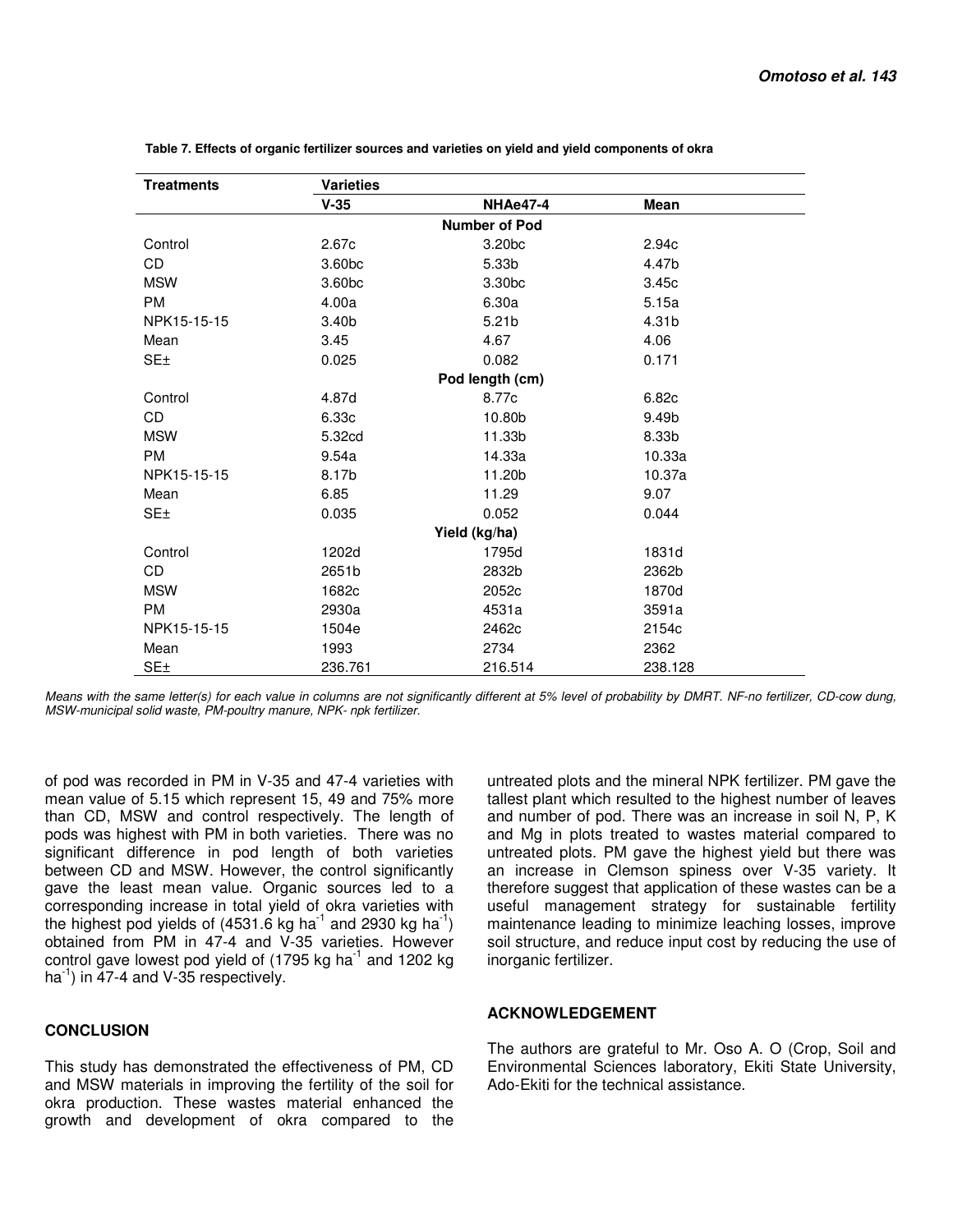**Table 7. Effects of organic fertilizer sources and varieties on yield and yield components of okra**

| Treatments | Varieties | | |
|---|---|---|---|
| | V-35 | NHAe47-4 | Mean |
| | | **Number of Pod** | |
| Control | 2.67c | 3.20bc | 2.94c |
| CD | 3.60bc | 5.33b | 4.47b |
| MSW | 3.60bc | 3.30bc | 3.45c |
| PM | 4.00a | 6.30a | 5.15a |
| NPK15-15-15 | 3.40b | 5.21b | 4.31b |
| Mean | 3.45 | 4.67 | 4.06 |
| SE± | 0.025 | 0.082 | 0.171 |
| | | **Pod length (cm)** | |
| Control | 4.87d | 8.77c | 6.82c |
| CD | 6.33c | 10.80b | 9.49b |
| MSW | 5.32cd | 11.33b | 8.33b |
| PM | 9.54a | 14.33a | 10.33a |
| NPK15-15-15 | 8.17b | 11.20b | 10.37a |
| Mean | 6.85 | 11.29 | 9.07 |
| SE± | 0.035 | 0.052 | 0.044 |
| | | **Yield (kg/ha)** | |
| Control | 1202d | 1795d | 1831d |
| CD | 2651b | 2832b | 2362b |
| MSW | 1682c | 2052c | 1870d |
| PM | 2930a | 4531a | 3591a |
| NPK15-15-15 | 1504e | 2462c | 2154c |
| Mean | 1993 | 2734 | 2362 |
| SE± | 236.761 | 216.514 | 238.128 |

*Means with the same letter(s) for each value in columns are not significantly different at 5% level of probability by DMRT. NF-no fertilizer, CD-cow dung, MSW-municipal solid waste, PM-poultry manure, NPK- npk fertilizer.*

of pod was recorded in PM in V-35 and 47-4 varieties with mean value of 5.15 which represent 15, 49 and 75% more than CD, MSW and control respectively. The length of pods was highest with PM in both varieties. There was no significant difference in pod length of both varieties between CD and MSW. However, the control significantly gave the least mean value. Organic sources led to a corresponding increase in total yield of okra varieties with the highest pod yields of (4531.6 kg ha$^{-1}$ and 2930 kg ha$^{-1}$) obtained from PM in 47-4 and V-35 varieties. However control gave lowest pod yield of (1795 kg ha$^{-1}$ and 1202 kg ha$^{-1}$) in 47-4 and V-35 respectively.

## CONCLUSION

This study has demonstrated the effectiveness of PM, CD and MSW materials in improving the fertility of the soil for okra production. These wastes material enhanced the growth and development of okra compared to the untreated plots and the mineral NPK fertilizer. PM gave the tallest plant which resulted to the highest number of leaves and number of pod. There was an increase in soil N, P, K and Mg in plots treated to wastes material compared to untreated plots. PM gave the highest yield but there was an increase in Clemson spiness over V-35 variety. It therefore suggest that application of these wastes can be a useful management strategy for sustainable fertility maintenance leading to minimize leaching losses, improve soil structure, and reduce input cost by reducing the use of inorganic fertilizer.

## ACKNOWLEDGEMENT

The authors are grateful to Mr. Oso A. O (Crop, Soil and Environmental Sciences laboratory, Ekiti State University, Ado-Ekiti for the technical assistance.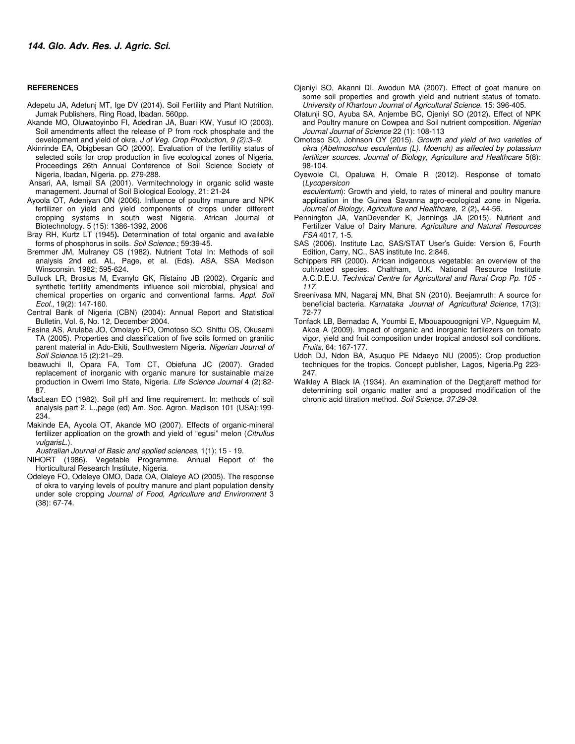**REFERENCES**

Adepetu JA, Adetunj MT, Ige DV (2014). Soil Fertility and Plant Nutrition. Jumak Publishers, Ring Road, Ibadan. 560pp.

Akande MO, Oluwatoyinbo FI, Adediran JA, Buari KW, Yusuf IO (2003). Soil amendments affect the release of P from rock phosphate and the development and yield of okra. *J of Veg. Crop Production, 9 (2):3–9.*

Akinrinde EA, Obigbesan GO (2000). Evaluation of the fertility status of selected soils for crop production in five ecological zones of Nigeria. Proceedings 26th Annual Conference of Soil Science Society of Nigeria, Ibadan, Nigeria. pp. 279-288.

Ansari, AA, Ismail SA (2001). Vermitechnology in organic solid waste management. Journal of Soil Biological Ecology, 21: 21-24

Ayoola OT, Adeniyan ON (2006). Influence of poultry manure and NPK fertilizer on yield and yield components of crops under different cropping systems in south west Nigeria. African Journal of Biotechnology. 5 (15): 1386-1392, 2006

Bray RH, Kurtz LT (1945**).** Determination of total organic and available forms of phosphorus in soils. *Soil Science.*; 59:39-45.

Bremmer JM, Mulraney CS (1982). Nutrient Total In: Methods of soil analysis 2nd ed. AL, Page, et al. (Eds). ASA, SSA Medison Winsconsin. 1982; 595-624.

Bulluck LR, Brosius M, Evanylo GK, Ristaino JB (2002). Organic and synthetic fertility amendments influence soil microbial, physical and chemical properties on organic and conventional farms. *Appl. Soil Ecol.,* 19(2): 147-160.

Central Bank of Nigeria (CBN) (2004): Annual Report and Statistical Bulletin, Vol. 6, No. 12, December 2004.

Fasina AS, Aruleba JO, Omolayo FO, Omotoso SO, Shittu OS, Okusami TA (2005). Properties and classification of five soils formed on granitic parent material in Ado-Ekiti, Southwestern Nigeria. *Nigerian Journal of Soil Science.*15 (2):21–29.

Ibeawuchi II, Opara FA, Tom CT, Obiefuna JC (2007). Graded replacement of inorganic with organic manure for sustainable maize production in Owerri Imo State, Nigeria. *Life Science Journal* 4 (2):82-87.

MacLean EO (1982). Soil pH and lime requirement. In: methods of soil analysis part 2. L.,page (ed) Am. Soc. Agron. Madison 101 (USA):199-234.

Makinde EA, Ayoola OT, Akande MO (2007). Effects of organic-mineral fertilizer application on the growth and yield of "egusi" melon (*Citrullus vulgarisL.*).
*Australian Journal of Basic and applied sciences*, 1(1): 15 - 19.

NIHORT (1986). Vegetable Programme. Annual Report of the Horticultural Research Institute, Nigeria.

Odeleye FO, Odeleye OMO, Dada OA, Olaleye AO (2005). The response of okra to varying levels of poultry manure and plant population density under sole cropping *Journal of Food, Agriculture and Environment* 3 (38): 67-74.

Ojeniyi SO, Akanni DI, Awodun MA (2007). Effect of goat manure on some soil properties and growth yield and nutrient status of tomato. *University of Khartoun Journal of Agricultural Science*. 15: 396-405.

Olatunji SO, Ayuba SA, Anjembe BC, Ojeniyi SO (2012). Effect of NPK and Poultry manure on Cowpea and Soil nutrient composition. *Nigerian Journal Journal of Science* 22 (1): 108-113

Omotoso SO, Johnson OY (2015). *Growth and yield of two varieties of okra (Abelmoschus esculentus (L). Moench) as affected by potassium fertilizer sources. Journal of Biology, Agriculture and Healthcare* 5(8): 98-104.

Oyewole CI, Opaluwa H, Omale R (2012). Response of tomato (*Lycopersicon esculentum*): Growth and yield, to rates of mineral and poultry manure application in the Guinea Savanna agro-ecological zone in Nigeria. *Journal of Biology, Agriculture and Healthcare,* 2 (2)**,** 44-56.

Pennington JA, VanDevender K, Jennings JA (2015). Nutrient and Fertilizer Value of Dairy Manure. *Agriculture and Natural Resources FSA* 4017, 1-5.

SAS (2006). Institute Lac, SAS/STAT User's Guide: Version 6, Fourth Edition, Carry, NC., SAS institute Inc. 2:846.

Schippers RR (2000). African indigenous vegetable: an overview of the cultivated species. Chaltham, U.K. National Resource Institute A.C.D.E.U. *Technical Centre for Agricultural and Rural Crop Pp. 105 - 117.*

Sreenivasa MN, Nagaraj MN, Bhat SN (2010). Beejamruth: A source for beneficial bacteria. *Karnataka Journal of Agricultural Science*, 17(3): 72-77

Tonfack LB, Bernadac A, Youmbi E, Mbouapouognigni VP, Ngueguim M, Akoa A (2009). Impact of organic and inorganic fertilezers on tomato vigor, yield and fruit composition under tropical andosol soil conditions. *Fruits,* 64: 167-177.

Udoh DJ, Ndon BA, Asuquo PE Ndaeyo NU (2005): Crop production techniques for the tropics. Concept publisher, Lagos, Nigeria.Pg 223-247.

Walkley A Black IA (1934). An examination of the Degtjareff method for determining soil organic matter and a proposed modification of the chronic acid titration method. *Soil Science. 37:29-39.*